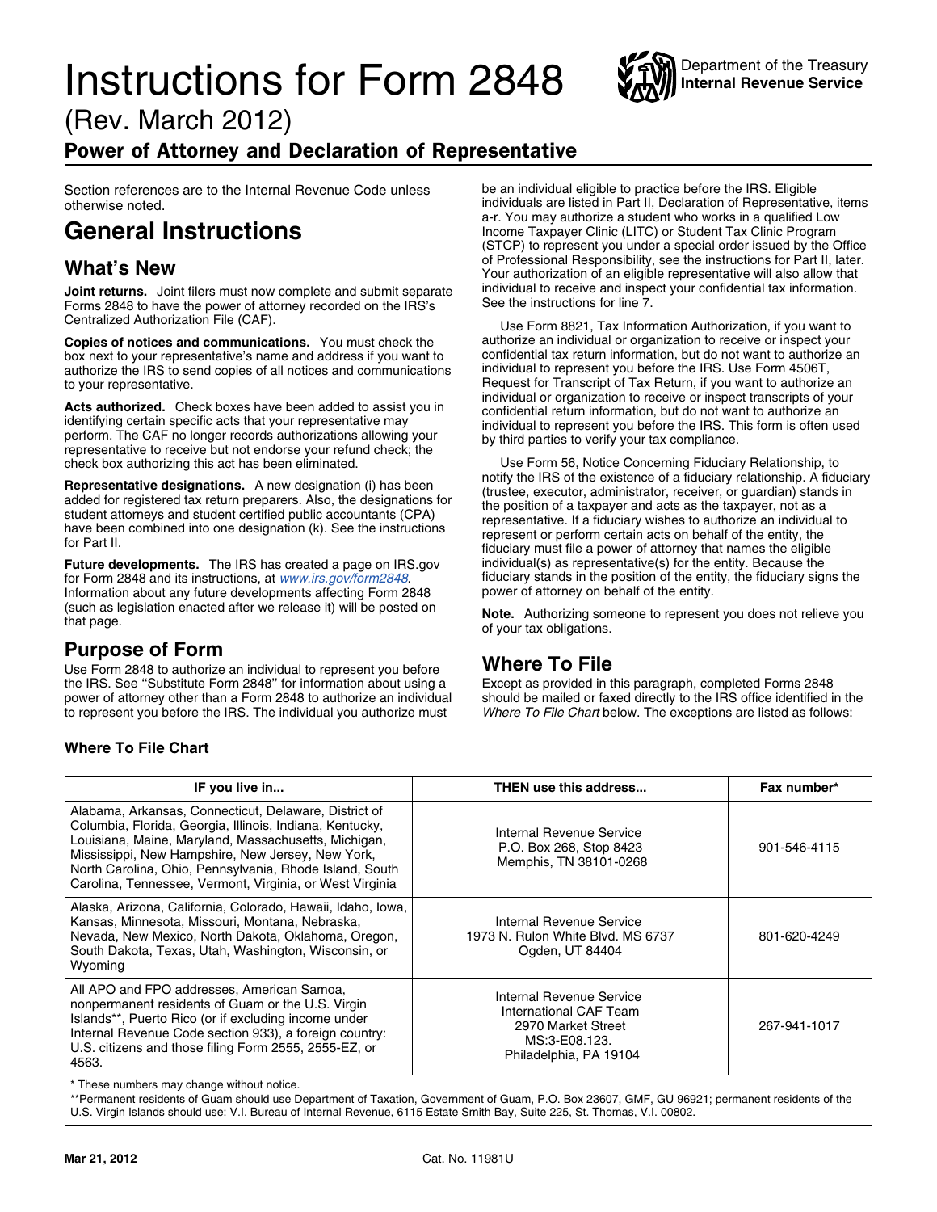# Instructions for Form 2848

(Rev. March 2012)

Department of the Treasury
**Internal Revenue Service**

## Power of Attorney and Declaration of Representative

Section references are to the Internal Revenue Code unless otherwise noted.

## General Instructions

### What's New

**Joint returns.** Joint filers must now complete and submit separate Forms 2848 to have the power of attorney recorded on the IRS's Centralized Authorization File (CAF).

**Copies of notices and communications.** You must check the box next to your representative's name and address if you want to authorize the IRS to send copies of all notices and communications to your representative.

**Acts authorized.** Check boxes have been added to assist you in identifying certain specific acts that your representative may perform. The CAF no longer records authorizations allowing your representative to receive but not endorse your refund check; the check box authorizing this act has been eliminated.

**Representative designations.** A new designation (i) has been added for registered tax return preparers. Also, the designations for student attorneys and student certified public accountants (CPA) have been combined into one designation (k). See the instructions for Part II.

**Future developments.** The IRS has created a page on IRS.gov for Form 2848 and its instructions, at *www.irs.gov/form2848*. Information about any future developments affecting Form 2848 (such as legislation enacted after we release it) will be posted on that page.

### Purpose of Form

Use Form 2848 to authorize an individual to represent you before the IRS. See "Substitute Form 2848" for information about using a power of attorney other than a Form 2848 to authorize an individual to represent you before the IRS. The individual you authorize must be an individual eligible to practice before the IRS. Eligible individuals are listed in Part II, Declaration of Representative, items a-r. You may authorize a student who works in a qualified Low Income Taxpayer Clinic (LITC) or Student Tax Clinic Program (STCP) to represent you under a special order issued by the Office of Professional Responsibility, see the instructions for Part II, later. Your authorization of an eligible representative will also allow that individual to receive and inspect your confidential tax information. See the instructions for line 7.

Use Form 8821, Tax Information Authorization, if you want to authorize an individual or organization to receive or inspect your confidential tax return information, but do not want to authorize an individual to represent you before the IRS. Use Form 4506T, Request for Transcript of Tax Return, if you want to authorize an individual or organization to receive or inspect transcripts of your confidential return information, but do not want to authorize an individual to represent you before the IRS. This form is often used by third parties to verify your tax compliance.

Use Form 56, Notice Concerning Fiduciary Relationship, to notify the IRS of the existence of a fiduciary relationship. A fiduciary (trustee, executor, administrator, receiver, or guardian) stands in the position of a taxpayer and acts as the taxpayer, not as a representative. If a fiduciary wishes to authorize an individual to represent or perform certain acts on behalf of the entity, the fiduciary must file a power of attorney that names the eligible individual(s) as representative(s) for the entity. Because the fiduciary stands in the position of the entity, the fiduciary signs the power of attorney on behalf of the entity.

**Note.** Authorizing someone to represent you does not relieve you of your tax obligations.

### Where To File

Except as provided in this paragraph, completed Forms 2848 should be mailed or faxed directly to the IRS office identified in the *Where To File Chart* below. The exceptions are listed as follows:

**Where To File Chart**

| IF you live in... | THEN use this address... | Fax number* |
|---|---|---|
| Alabama, Arkansas, Connecticut, Delaware, District of Columbia, Florida, Georgia, Illinois, Indiana, Kentucky, Louisiana, Maine, Maryland, Massachusetts, Michigan, Mississippi, New Hampshire, New Jersey, New York, North Carolina, Ohio, Pennsylvania, Rhode Island, South Carolina, Tennessee, Vermont, Virginia, or West Virginia | Internal Revenue Service<br>P.O. Box 268, Stop 8423<br>Memphis, TN 38101-0268 | 901-546-4115 |
| Alaska, Arizona, California, Colorado, Hawaii, Idaho, Iowa, Kansas, Minnesota, Missouri, Montana, Nebraska, Nevada, New Mexico, North Dakota, Oklahoma, Oregon, South Dakota, Texas, Utah, Washington, Wisconsin, or Wyoming | Internal Revenue Service<br>1973 N. Rulon White Blvd. MS 6737<br>Ogden, UT 84404 | 801-620-4249 |
| All APO and FPO addresses, American Samoa, nonpermanent residents of Guam or the U.S. Virgin Islands**, Puerto Rico (or if excluding income under Internal Revenue Code section 933), a foreign country: U.S. citizens and those filing Form 2555, 2555-EZ, or 4563. | Internal Revenue Service<br>International CAF Team<br>2970 Market Street<br>MS:3-E08.123.<br>Philadelphia, PA 19104 | 267-941-1017 |

\* These numbers may change without notice.

**Permanent residents of Guam should use Department of Taxation, Government of Guam, P.O. Box 23607, GMF, GU 96921; permanent residents of the U.S. Virgin Islands should use: V.I. Bureau of Internal Revenue, 6115 Estate Smith Bay, Suite 225, St. Thomas, V.I. 00802.

Mar 21, 2012 Cat. No. 11981U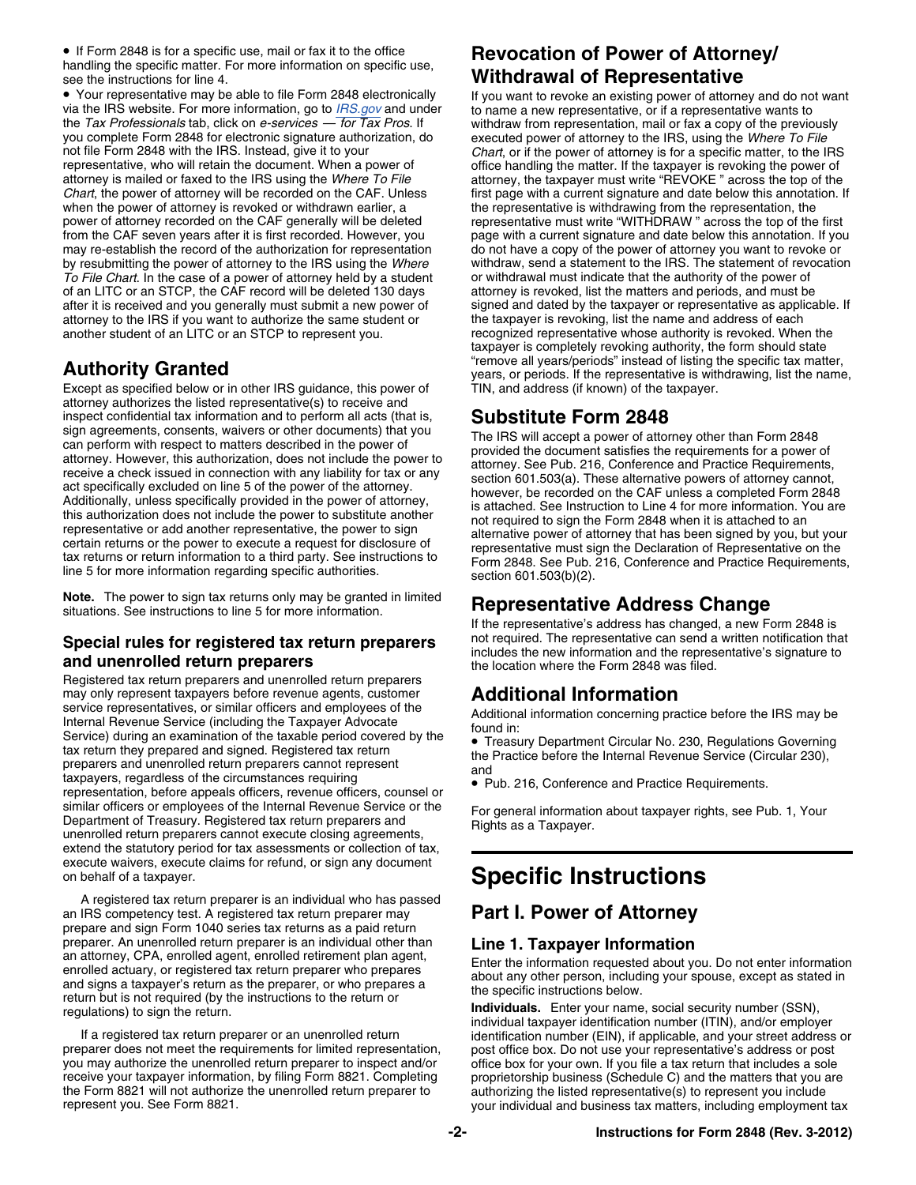- If Form 2848 is for a specific use, mail or fax it to the office handling the specific matter. For more information on specific use, see the instructions for line 4.
- Your representative may be able to file Form 2848 electronically via the IRS website. For more information, go to *IRS.gov* and under the *Tax Professionals* tab, click on *e-services — for Tax Pros*. If you complete Form 2848 for electronic signature authorization, do not file Form 2848 with the IRS. Instead, give it to your representative, who will retain the document. When a power of attorney is mailed or faxed to the IRS using the *Where To File Chart*, the power of attorney will be recorded on the CAF. Unless when the power of attorney is revoked or withdrawn earlier, a power of attorney recorded on the CAF generally will be deleted from the CAF seven years after it is first recorded. However, you may re-establish the record of the authorization for representation by resubmitting the power of attorney to the IRS using the *Where To File Chart*. In the case of a power of attorney held by a student of an LITC or an STCP, the CAF record will be deleted 130 days after it is received and you generally must submit a new power of attorney to the IRS if you want to authorize the same student or another student of an LITC or an STCP to represent you.

## Authority Granted

Except as specified below or in other IRS guidance, this power of attorney authorizes the listed representative(s) to receive and inspect confidential tax information and to perform all acts (that is, sign agreements, consents, waivers or other documents) that you can perform with respect to matters described in the power of attorney. However, this authorization, does not include the power to receive a check issued in connection with any liability for tax or any act specifically excluded on line 5 of the power of the attorney. Additionally, unless specifically provided in the power of attorney, this authorization does not include the power to substitute another representative or add another representative, the power to sign certain returns or the power to execute a request for disclosure of tax returns or return information to a third party. See instructions to line 5 for more information regarding specific authorities.

**Note.** The power to sign tax returns only may be granted in limited situations. See instructions to line 5 for more information.

### Special rules for registered tax return preparers and unenrolled return preparers

Registered tax return preparers and unenrolled return preparers may only represent taxpayers before revenue agents, customer service representatives, or similar officers and employees of the Internal Revenue Service (including the Taxpayer Advocate Service) during an examination of the taxable period covered by the tax return they prepared and signed. Registered tax return preparers and unenrolled return preparers cannot represent taxpayers, regardless of the circumstances requiring representation, before appeals officers, revenue officers, counsel or similar officers or employees of the Internal Revenue Service or the Department of Treasury. Registered tax return preparers and unenrolled return preparers cannot execute closing agreements, extend the statutory period for tax assessments or collection of tax, execute waivers, execute claims for refund, or sign any document on behalf of a taxpayer.

A registered tax return preparer is an individual who has passed an IRS competency test. A registered tax return preparer may prepare and sign Form 1040 series tax returns as a paid return preparer. An unenrolled return preparer is an individual other than an attorney, CPA, enrolled agent, enrolled retirement plan agent, enrolled actuary, or registered tax return preparer who prepares and signs a taxpayer's return as the preparer, or who prepares a return but is not required (by the instructions to the return or regulations) to sign the return.

If a registered tax return preparer or an unenrolled return preparer does not meet the requirements for limited representation, you may authorize the unenrolled return preparer to inspect and/or receive your taxpayer information, by filing Form 8821. Completing the Form 8821 will not authorize the unenrolled return preparer to represent you. See Form 8821.

## Revocation of Power of Attorney/ Withdrawal of Representative

If you want to revoke an existing power of attorney and do not want to name a new representative, or if a representative wants to withdraw from representation, mail or fax a copy of the previously executed power of attorney to the IRS, using the *Where To File Chart*, or if the power of attorney is for a specific matter, to the IRS office handling the matter. If the taxpayer is revoking the power of attorney, the taxpayer must write "REVOKE " across the top of the first page with a current signature and date below this annotation. If the representative is withdrawing from the representation, the representative must write "WITHDRAW " across the top of the first page with a current signature and date below this annotation. If you do not have a copy of the power of attorney you want to revoke or withdraw, send a statement to the IRS. The statement of revocation or withdrawal must indicate that the authority of the power of attorney is revoked, list the matters and periods, and must be signed and dated by the taxpayer or representative as applicable. If the taxpayer is revoking, list the name and address of each recognized representative whose authority is revoked. When the taxpayer is completely revoking authority, the form should state "remove all years/periods" instead of listing the specific tax matter, years, or periods. If the representative is withdrawing, list the name, TIN, and address (if known) of the taxpayer.

## Substitute Form 2848

The IRS will accept a power of attorney other than Form 2848 provided the document satisfies the requirements for a power of attorney. See Pub. 216, Conference and Practice Requirements, section 601.503(a). These alternative powers of attorney cannot, however, be recorded on the CAF unless a completed Form 2848 is attached. See Instruction to Line 4 for more information. You are not required to sign the Form 2848 when it is attached to an alternative power of attorney that has been signed by you, but your representative must sign the Declaration of Representative on the Form 2848. See Pub. 216, Conference and Practice Requirements, section 601.503(b)(2).

## Representative Address Change

If the representative's address has changed, a new Form 2848 is not required. The representative can send a written notification that includes the new information and the representative's signature to the location where the Form 2848 was filed.

## Additional Information

Additional information concerning practice before the IRS may be found in:

- Treasury Department Circular No. 230, Regulations Governing the Practice before the Internal Revenue Service (Circular 230), and
- Pub. 216, Conference and Practice Requirements.

For general information about taxpayer rights, see Pub. 1, Your Rights as a Taxpayer.

# Specific Instructions

## Part I. Power of Attorney

### Line 1. Taxpayer Information

Enter the information requested about you. Do not enter information about any other person, including your spouse, except as stated in the specific instructions below.

**Individuals.** Enter your name, social security number (SSN), individual taxpayer identification number (ITIN), and/or employer identification number (EIN), if applicable, and your street address or post office box. Do not use your representative's address or post office box for your own. If you file a tax return that includes a sole proprietorship business (Schedule C) and the matters that you are authorizing the listed representative(s) to represent you include your individual and business tax matters, including employment tax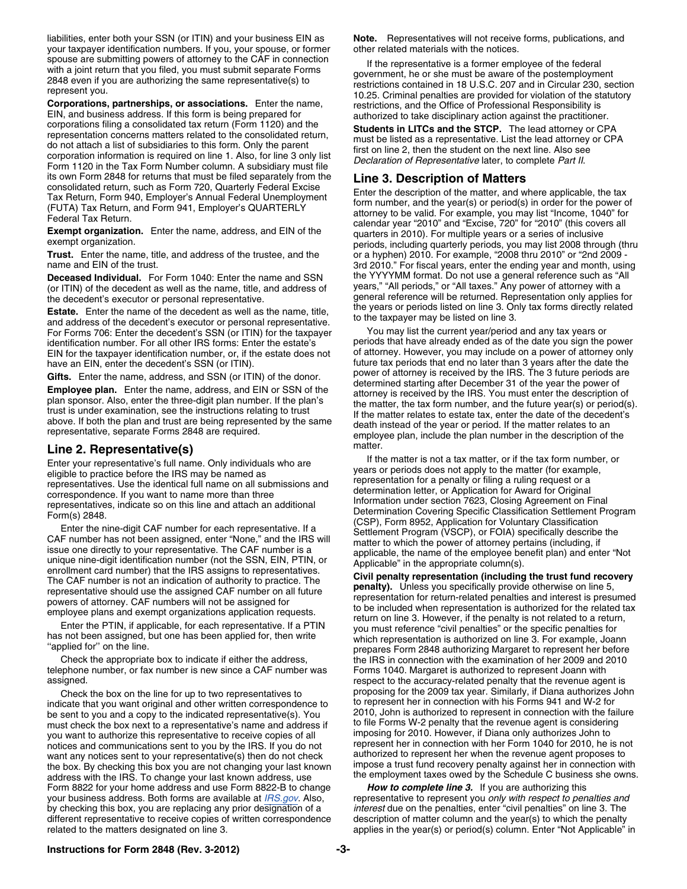liabilities, enter both your SSN (or ITIN) and your business EIN as your taxpayer identification numbers. If you, your spouse, or former spouse are submitting powers of attorney to the CAF in connection with a joint return that you filed, you must submit separate Forms 2848 even if you are authorizing the same representative(s) to represent you.

**Corporations, partnerships, or associations.** Enter the name, EIN, and business address. If this form is being prepared for corporations filing a consolidated tax return (Form 1120) and the representation concerns matters related to the consolidated return, do not attach a list of subsidiaries to this form. Only the parent corporation information is required on line 1. Also, for line 3 only list Form 1120 in the Tax Form Number column. A subsidiary must file its own Form 2848 for returns that must be filed separately from the consolidated return, such as Form 720, Quarterly Federal Excise Tax Return, Form 940, Employer's Annual Federal Unemployment (FUTA) Tax Return, and Form 941, Employer's QUARTERLY Federal Tax Return.

**Exempt organization.** Enter the name, address, and EIN of the exempt organization.

**Trust.** Enter the name, title, and address of the trustee, and the name and EIN of the trust.

**Deceased Individual.** For Form 1040: Enter the name and SSN (or ITIN) of the decedent as well as the name, title, and address of the decedent's executor or personal representative.

**Estate.** Enter the name of the decedent as well as the name, title, and address of the decedent's executor or personal representative. For Forms 706: Enter the decedent's SSN (or ITIN) for the taxpayer identification number. For all other IRS forms: Enter the estate's EIN for the taxpayer identification number, or, if the estate does not have an EIN, enter the decedent's SSN (or ITIN).

**Gifts.** Enter the name, address, and SSN (or ITIN) of the donor.

**Employee plan.** Enter the name, address, and EIN or SSN of the plan sponsor. Also, enter the three-digit plan number. If the plan's trust is under examination, see the instructions relating to trust above. If both the plan and trust are being represented by the same representative, separate Forms 2848 are required.

## Line 2. Representative(s)

Enter your representative's full name. Only individuals who are eligible to practice before the IRS may be named as representatives. Use the identical full name on all submissions and correspondence. If you want to name more than three representatives, indicate so on this line and attach an additional Form(s) 2848.

Enter the nine-digit CAF number for each representative. If a CAF number has not been assigned, enter "None," and the IRS will issue one directly to your representative. The CAF number is a unique nine-digit identification number (not the SSN, EIN, PTIN, or enrollment card number) that the IRS assigns to representatives. The CAF number is not an indication of authority to practice. The representative should use the assigned CAF number on all future powers of attorney. CAF numbers will not be assigned for employee plans and exempt organizations application requests.

Enter the PTIN, if applicable, for each representative. If a PTIN has not been assigned, but one has been applied for, then write ''applied for'' on the line.

Check the appropriate box to indicate if either the address, telephone number, or fax number is new since a CAF number was assigned.

Check the box on the line for up to two representatives to indicate that you want original and other written correspondence to be sent to you and a copy to the indicated representative(s). You must check the box next to a representative's name and address if you want to authorize this representative to receive copies of all notices and communications sent to you by the IRS. If you do not want any notices sent to your representative(s) then do not check the box. By checking this box you are not changing your last known address with the IRS. To change your last known address, use Form 8822 for your home address and use Form 8822-B to change your business address. Both forms are available at IRS.gov. Also, by checking this box, you are replacing any prior designation of a different representative to receive copies of written correspondence related to the matters designated on line 3.

**Note.** Representatives will not receive forms, publications, and other related materials with the notices.

If the representative is a former employee of the federal government, he or she must be aware of the postemployment restrictions contained in 18 U.S.C. 207 and in Circular 230, section 10.25. Criminal penalties are provided for violation of the statutory restrictions, and the Office of Professional Responsibility is authorized to take disciplinary action against the practitioner.

**Students in LITCs and the STCP.** The lead attorney or CPA must be listed as a representative. List the lead attorney or CPA first on line 2, then the student on the next line. Also see *Declaration of Representative* later, to complete *Part II*.

## Line 3. Description of Matters

Enter the description of the matter, and where applicable, the tax form number, and the year(s) or period(s) in order for the power of attorney to be valid. For example, you may list "Income, 1040" for calendar year "2010" and "Excise, 720" for "2010" (this covers all quarters in 2010). For multiple years or a series of inclusive periods, including quarterly periods, you may list 2008 through (thru or a hyphen) 2010. For example, "2008 thru 2010" or "2nd 2009 - 3rd 2010." For fiscal years, enter the ending year and month, using the YYYYMM format. Do not use a general reference such as "All years," "All periods," or "All taxes." Any power of attorney with a general reference will be returned. Representation only applies for the years or periods listed on line 3. Only tax forms directly related to the taxpayer may be listed on line 3.

You may list the current year/period and any tax years or periods that have already ended as of the date you sign the power of attorney. However, you may include on a power of attorney only future tax periods that end no later than 3 years after the date the power of attorney is received by the IRS. The 3 future periods are determined starting after December 31 of the year the power of attorney is received by the IRS. You must enter the description of the matter, the tax form number, and the future year(s) or period(s). If the matter relates to estate tax, enter the date of the decedent's death instead of the year or period. If the matter relates to an employee plan, include the plan number in the description of the matter.

If the matter is not a tax matter, or if the tax form number, or years or periods does not apply to the matter (for example, representation for a penalty or filing a ruling request or a determination letter, or Application for Award for Original Information under section 7623, Closing Agreement on Final Determination Covering Specific Classification Settlement Program (CSP), Form 8952, Application for Voluntary Classification Settlement Program (VSCP), or FOIA) specifically describe the matter to which the power of attorney pertains (including, if applicable, the name of the employee benefit plan) and enter "Not Applicable" in the appropriate column(s).

**Civil penalty representation (including the trust fund recovery penalty).** Unless you specifically provide otherwise on line 5, representation for return-related penalties and interest is presumed to be included when representation is authorized for the related tax return on line 3. However, if the penalty is not related to a return, you must reference "civil penalties" or the specific penalties for which representation is authorized on line 3. For example, Joann prepares Form 2848 authorizing Margaret to represent her before the IRS in connection with the examination of her 2009 and 2010 Forms 1040. Margaret is authorized to represent Joann with respect to the accuracy-related penalty that the revenue agent is proposing for the 2009 tax year. Similarly, if Diana authorizes John to represent her in connection with his Forms 941 and W-2 for 2010, John is authorized to represent in connection with the failure to file Forms W-2 penalty that the revenue agent is considering imposing for 2010. However, if Diana only authorizes John to represent her in connection with her Form 1040 for 2010, he is not authorized to represent her when the revenue agent proposes to impose a trust fund recovery penalty against her in connection with the employment taxes owed by the Schedule C business she owns.

***How to complete line 3.*** If you are authorizing this representative to represent you *only with respect to penalties and interest* due on the penalties, enter "civil penalties" on line 3. The description of matter column and the year(s) to which the penalty applies in the year(s) or period(s) column. Enter "Not Applicable" in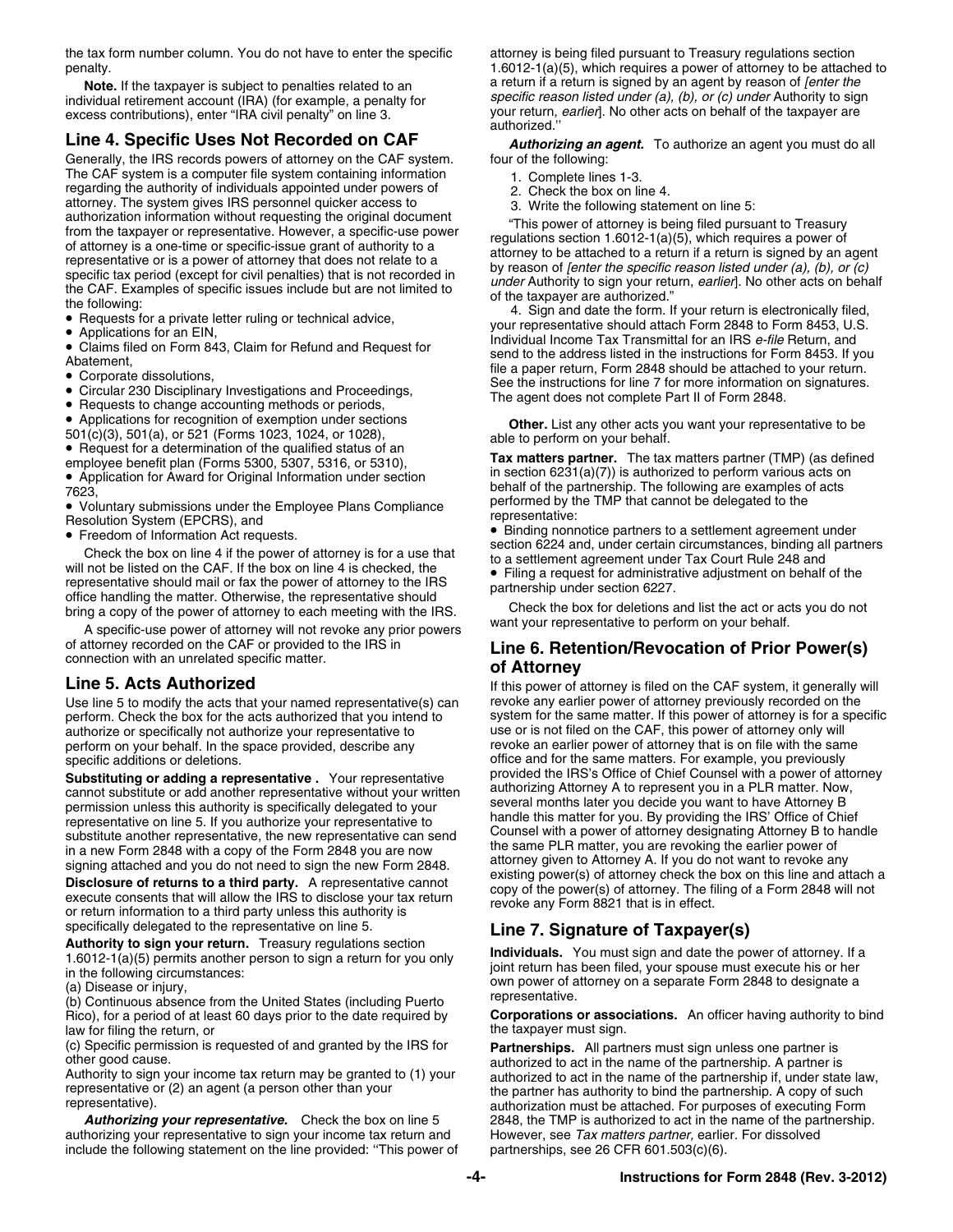the tax form number column. You do not have to enter the specific penalty.

**Note.** If the taxpayer is subject to penalties related to an individual retirement account (IRA) (for example, a penalty for excess contributions), enter "IRA civil penalty" on line 3.

## Line 4. Specific Uses Not Recorded on CAF

Generally, the IRS records powers of attorney on the CAF system. The CAF system is a computer file system containing information regarding the authority of individuals appointed under powers of attorney. The system gives IRS personnel quicker access to authorization information without requesting the original document from the taxpayer or representative. However, a specific-use power of attorney is a one-time or specific-issue grant of authority to a representative or is a power of attorney that does not relate to a specific tax period (except for civil penalties) that is not recorded in the CAF. Examples of specific issues include but are not limited to the following:

- Requests for a private letter ruling or technical advice,
- Applications for an EIN,
- Claims filed on Form 843, Claim for Refund and Request for Abatement,
- Corporate dissolutions,
- Circular 230 Disciplinary Investigations and Proceedings,
- Requests to change accounting methods or periods,
- Applications for recognition of exemption under sections 501(c)(3), 501(a), or 521 (Forms 1023, 1024, or 1028),
- Request for a determination of the qualified status of an employee benefit plan (Forms 5300, 5307, 5316, or 5310),
- Application for Award for Original Information under section 7623,
- Voluntary submissions under the Employee Plans Compliance Resolution System (EPCRS), and
- Freedom of Information Act requests.

Check the box on line 4 if the power of attorney is for a use that will not be listed on the CAF. If the box on line 4 is checked, the representative should mail or fax the power of attorney to the IRS office handling the matter. Otherwise, the representative should bring a copy of the power of attorney to each meeting with the IRS.

A specific-use power of attorney will not revoke any prior powers of attorney recorded on the CAF or provided to the IRS in connection with an unrelated specific matter.

## Line 5. Acts Authorized

Use line 5 to modify the acts that your named representative(s) can perform. Check the box for the acts authorized that you intend to authorize or specifically not authorize your representative to perform on your behalf. In the space provided, describe any specific additions or deletions.

**Substituting or adding a representative .** Your representative cannot substitute or add another representative without your written permission unless this authority is specifically delegated to your representative on line 5. If you authorize your representative to substitute another representative, the new representative can send in a new Form 2848 with a copy of the Form 2848 you are now signing attached and you do not need to sign the new Form 2848.

**Disclosure of returns to a third party.** A representative cannot execute consents that will allow the IRS to disclose your tax return or return information to a third party unless this authority is specifically delegated to the representative on line 5.

**Authority to sign your return.** Treasury regulations section 1.6012-1(a)(5) permits another person to sign a return for you only in the following circumstances:

(a) Disease or injury,
(b) Continuous absence from the United States (including Puerto Rico), for a period of at least 60 days prior to the date required by law for filing the return, or
(c) Specific permission is requested of and granted by the IRS for other good cause.

Authority to sign your income tax return may be granted to (1) your representative or (2) an agent (a person other than your representative).

***Authorizing your representative.*** Check the box on line 5 authorizing your representative to sign your income tax return and include the following statement on the line provided: ''This power of attorney is being filed pursuant to Treasury regulations section 1.6012-1(a)(5), which requires a power of attorney to be attached to a return if a return is signed by an agent by reason of *[enter the specific reason listed under (a), (b), or (c) under* Authority to sign your return, *earlier*]. No other acts on behalf of the taxpayer are authorized.''

***Authorizing an agent.*** To authorize an agent you must do all four of the following:

1. Complete lines 1-3.
2. Check the box on line 4.
3. Write the following statement on line 5:

"This power of attorney is being filed pursuant to Treasury regulations section 1.6012-1(a)(5), which requires a power of attorney to be attached to a return if a return is signed by an agent by reason of *[enter the specific reason listed under (a), (b), or (c) under* Authority to sign your return, *earlier*]. No other acts on behalf of the taxpayer are authorized."

4. Sign and date the form. If your return is electronically filed, your representative should attach Form 2848 to Form 8453, U.S. Individual Income Tax Transmittal for an IRS *e-file* Return, and send to the address listed in the instructions for Form 8453. If you file a paper return, Form 2848 should be attached to your return. See the instructions for line 7 for more information on signatures. The agent does not complete Part II of Form 2848.

**Other.** List any other acts you want your representative to be able to perform on your behalf.

**Tax matters partner.** The tax matters partner (TMP) (as defined in section 6231(a)(7)) is authorized to perform various acts on behalf of the partnership. The following are examples of acts performed by the TMP that cannot be delegated to the representative:

- Binding nonnotice partners to a settlement agreement under section 6224 and, under certain circumstances, binding all partners to a settlement agreement under Tax Court Rule 248 and
- Filing a request for administrative adjustment on behalf of the partnership under section 6227.

Check the box for deletions and list the act or acts you do not want your representative to perform on your behalf.

## Line 6. Retention/Revocation of Prior Power(s) of Attorney

If this power of attorney is filed on the CAF system, it generally will revoke any earlier power of attorney previously recorded on the system for the same matter. If this power of attorney is for a specific use or is not filed on the CAF, this power of attorney only will revoke an earlier power of attorney that is on file with the same office and for the same matters. For example, you previously provided the IRS's Office of Chief Counsel with a power of attorney authorizing Attorney A to represent you in a PLR matter. Now, several months later you decide you want to have Attorney B handle this matter for you. By providing the IRS' Office of Chief Counsel with a power of attorney designating Attorney B to handle the same PLR matter, you are revoking the earlier power of attorney given to Attorney A. If you do not want to revoke any existing power(s) of attorney check the box on this line and attach a copy of the power(s) of attorney. The filing of a Form 2848 will not revoke any Form 8821 that is in effect.

## Line 7. Signature of Taxpayer(s)

**Individuals.** You must sign and date the power of attorney. If a joint return has been filed, your spouse must execute his or her own power of attorney on a separate Form 2848 to designate a representative.

**Corporations or associations.** An officer having authority to bind the taxpayer must sign.

**Partnerships.** All partners must sign unless one partner is authorized to act in the name of the partnership. A partner is authorized to act in the name of the partnership if, under state law, the partner has authority to bind the partnership. A copy of such authorization must be attached. For purposes of executing Form 2848, the TMP is authorized to act in the name of the partnership. However, see *Tax matters partner,* earlier. For dissolved partnerships, see 26 CFR 601.503(c)(6).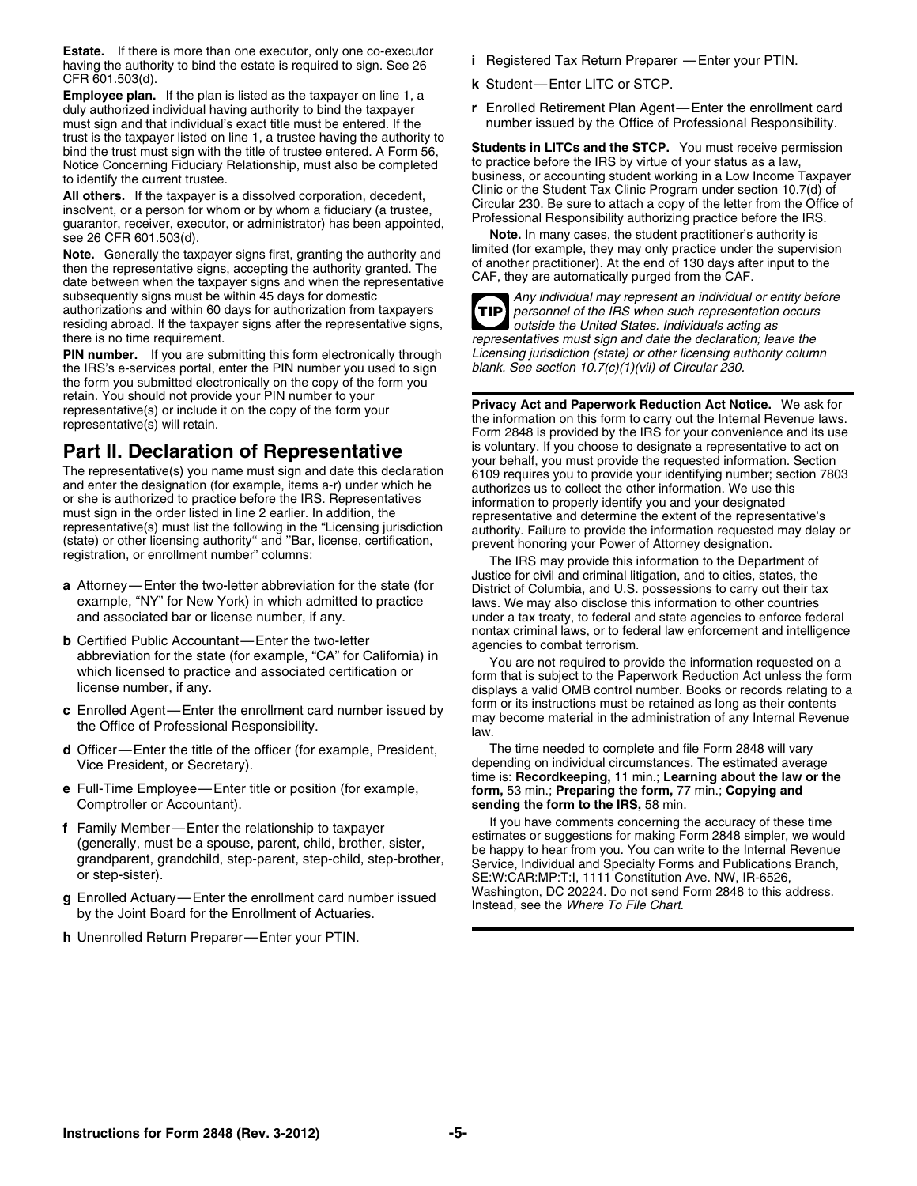**Estate.** If there is more than one executor, only one co-executor having the authority to bind the estate is required to sign. See 26 CFR 601.503(d).

**Employee plan.** If the plan is listed as the taxpayer on line 1, a duly authorized individual having authority to bind the taxpayer must sign and that individual's exact title must be entered. If the trust is the taxpayer listed on line 1, a trustee having the authority to bind the trust must sign with the title of trustee entered. A Form 56, Notice Concerning Fiduciary Relationship, must also be completed to identify the current trustee.

**All others.** If the taxpayer is a dissolved corporation, decedent, insolvent, or a person for whom or by whom a fiduciary (a trustee, guarantor, receiver, executor, or administrator) has been appointed, see 26 CFR 601.503(d).

**Note.** Generally the taxpayer signs first, granting the authority and then the representative signs, accepting the authority granted. The date between when the taxpayer signs and when the representative subsequently signs must be within 45 days for domestic authorizations and within 60 days for authorization from taxpayers residing abroad. If the taxpayer signs after the representative signs, there is no time requirement.

**PIN number.** If you are submitting this form electronically through the IRS's e-services portal, enter the PIN number you used to sign the form you submitted electronically on the copy of the form you retain. You should not provide your PIN number to your representative(s) or include it on the copy of the form your representative(s) will retain.

## Part II. Declaration of Representative

The representative(s) you name must sign and date this declaration and enter the designation (for example, items a-r) under which he or she is authorized to practice before the IRS. Representatives must sign in the order listed in line 2 earlier. In addition, the representative(s) must list the following in the "Licensing jurisdiction (state) or other licensing authority" and "Bar, license, certification, registration, or enrollment number" columns:

- **a** Attorney—Enter the two-letter abbreviation for the state (for example, "NY" for New York) in which admitted to practice and associated bar or license number, if any.
- **b** Certified Public Accountant—Enter the two-letter abbreviation for the state (for example, "CA" for California) in which licensed to practice and associated certification or license number, if any.
- **c** Enrolled Agent—Enter the enrollment card number issued by the Office of Professional Responsibility.
- **d** Officer—Enter the title of the officer (for example, President, Vice President, or Secretary).
- **e** Full-Time Employee—Enter title or position (for example, Comptroller or Accountant).
- **f** Family Member—Enter the relationship to taxpayer (generally, must be a spouse, parent, child, brother, sister, grandparent, grandchild, step-parent, step-child, step-brother, or step-sister).
- **g** Enrolled Actuary—Enter the enrollment card number issued by the Joint Board for the Enrollment of Actuaries.
- **h** Unenrolled Return Preparer—Enter your PTIN.
- **i** Registered Tax Return Preparer —Enter your PTIN.
- **k** Student—Enter LITC or STCP.
- **r** Enrolled Retirement Plan Agent—Enter the enrollment card number issued by the Office of Professional Responsibility.

**Students in LITCs and the STCP.** You must receive permission to practice before the IRS by virtue of your status as a law, business, or accounting student working in a Low Income Taxpayer Clinic or the Student Tax Clinic Program under section 10.7(d) of Circular 230. Be sure to attach a copy of the letter from the Office of Professional Responsibility authorizing practice before the IRS.

**Note.** In many cases, the student practitioner's authority is limited (for example, they may only practice under the supervision of another practitioner). At the end of 130 days after input to the CAF, they are automatically purged from the CAF.

**TIP** *Any individual may represent an individual or entity before personnel of the IRS when such representation occurs outside the United States. Individuals acting as representatives must sign and date the declaration; leave the Licensing jurisdiction (state) or other licensing authority column blank. See section 10.7(c)(1)(vii) of Circular 230.*

**Privacy Act and Paperwork Reduction Act Notice.** We ask for the information on this form to carry out the Internal Revenue laws. Form 2848 is provided by the IRS for your convenience and its use is voluntary. If you choose to designate a representative to act on your behalf, you must provide the requested information. Section 6109 requires you to provide your identifying number; section 7803 authorizes us to collect the other information. We use this information to properly identify you and your designated representative and determine the extent of the representative's authority. Failure to provide the information requested may delay or prevent honoring your Power of Attorney designation.

The IRS may provide this information to the Department of Justice for civil and criminal litigation, and to cities, states, the District of Columbia, and U.S. possessions to carry out their tax laws. We may also disclose this information to other countries under a tax treaty, to federal and state agencies to enforce federal nontax criminal laws, or to federal law enforcement and intelligence agencies to combat terrorism.

You are not required to provide the information requested on a form that is subject to the Paperwork Reduction Act unless the form displays a valid OMB control number. Books or records relating to a form or its instructions must be retained as long as their contents may become material in the administration of any Internal Revenue law.

The time needed to complete and file Form 2848 will vary depending on individual circumstances. The estimated average time is: **Recordkeeping,** 11 min.; **Learning about the law or the form,** 53 min.; **Preparing the form,** 77 min.; **Copying and sending the form to the IRS,** 58 min.

If you have comments concerning the accuracy of these time estimates or suggestions for making Form 2848 simpler, we would be happy to hear from you. You can write to the Internal Revenue Service, Individual and Specialty Forms and Publications Branch, SE:W:CAR:MP:T:I, 1111 Constitution Ave. NW, IR-6526, Washington, DC 20224. Do not send Form 2848 to this address. Instead, see the *Where To File Chart*.